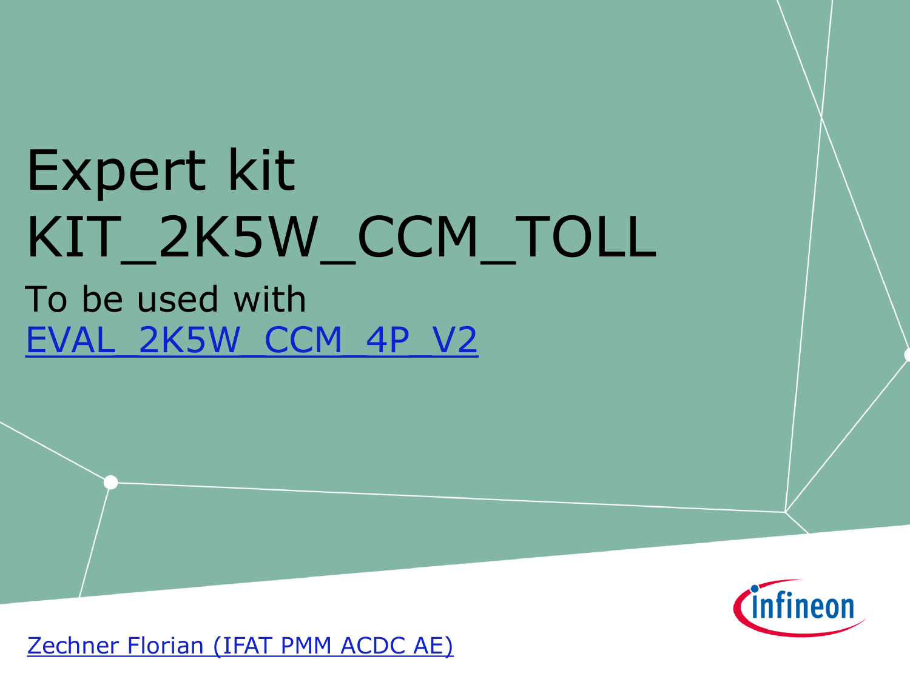# Expert kit KIT_2K5W_CCM_TOLL

To be used with [EVAL_2K5W_CCM_4P_V2]

[Zechner Florian (IFAT PMM ACDC AE)]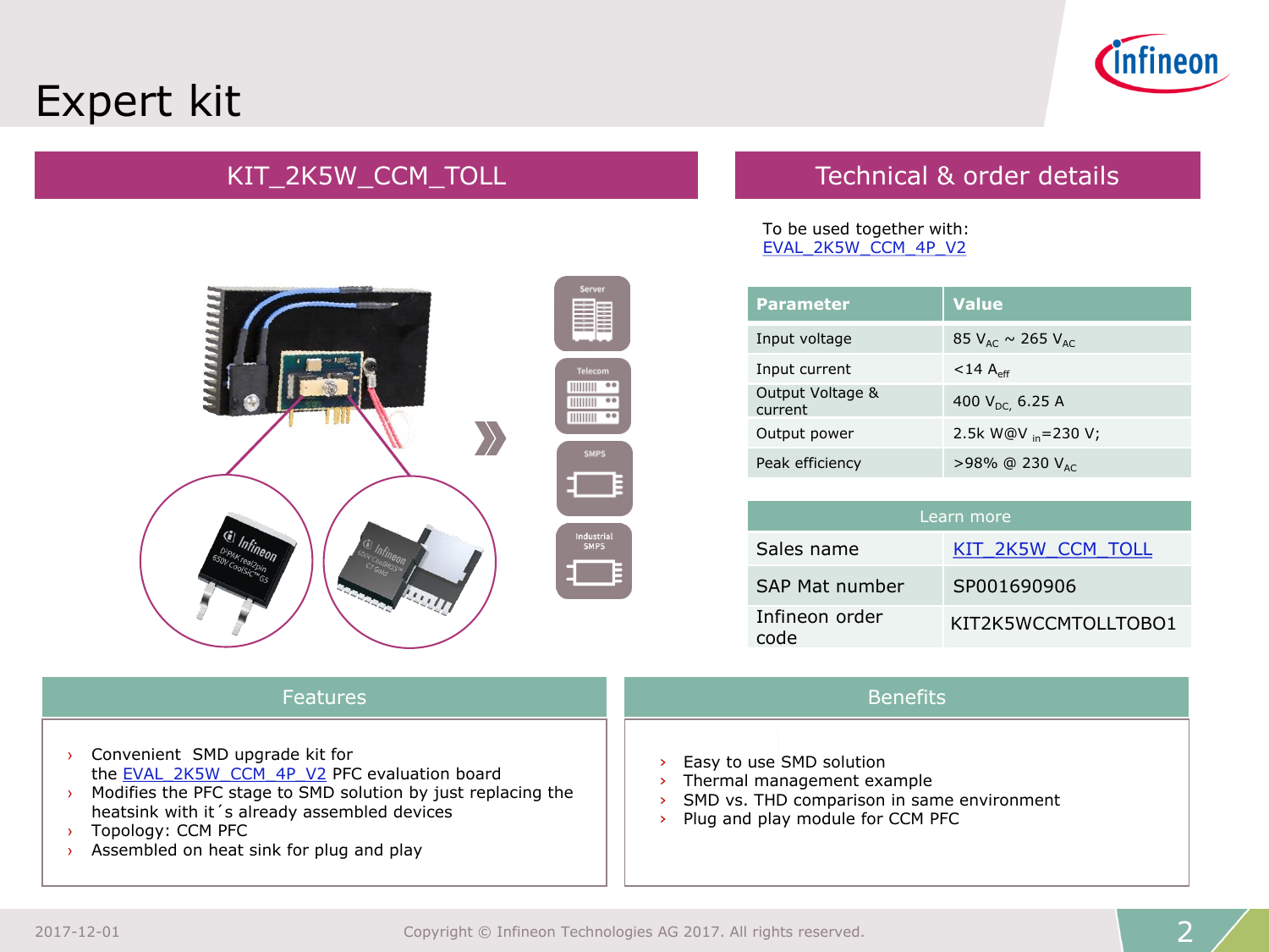# Expert kit

## KIT_2K5W_CCM_TOLL

## Technical & order details

To be used together with:
EVAL_2K5W_CCM_4P_V2

| Parameter | Value |
|---|---|
| Input voltage | 85 $V_{AC}$ ~ 265 $V_{AC}$ |
| Input current | <14 $A_{eff}$ |
| Output Voltage & current | 400 $V_{DC}$, 6.25 A |
| Output power | 2.5k W@$V_{in}$=230 V; |
| Peak efficiency | >98% @ 230 $V_{AC}$ |

| Learn more | |
|---|---|
| Sales name | KIT_2K5W_CCM_TOLL |
| SAP Mat number | SP001690906 |
| Infineon order code | KIT2K5WCCMTOLLTOBO1 |

## Features

- Convenient SMD upgrade kit for the EVAL_2K5W_CCM_4P_V2 PFC evaluation board
- Modifies the PFC stage to SMD solution by just replacing the heatsink with it´s already assembled devices
- Topology: CCM PFC
- Assembled on heat sink for plug and play

## Benefits

- Easy to use SMD solution
- Thermal management example
- SMD vs. THD comparison in same environment
- Plug and play module for CCM PFC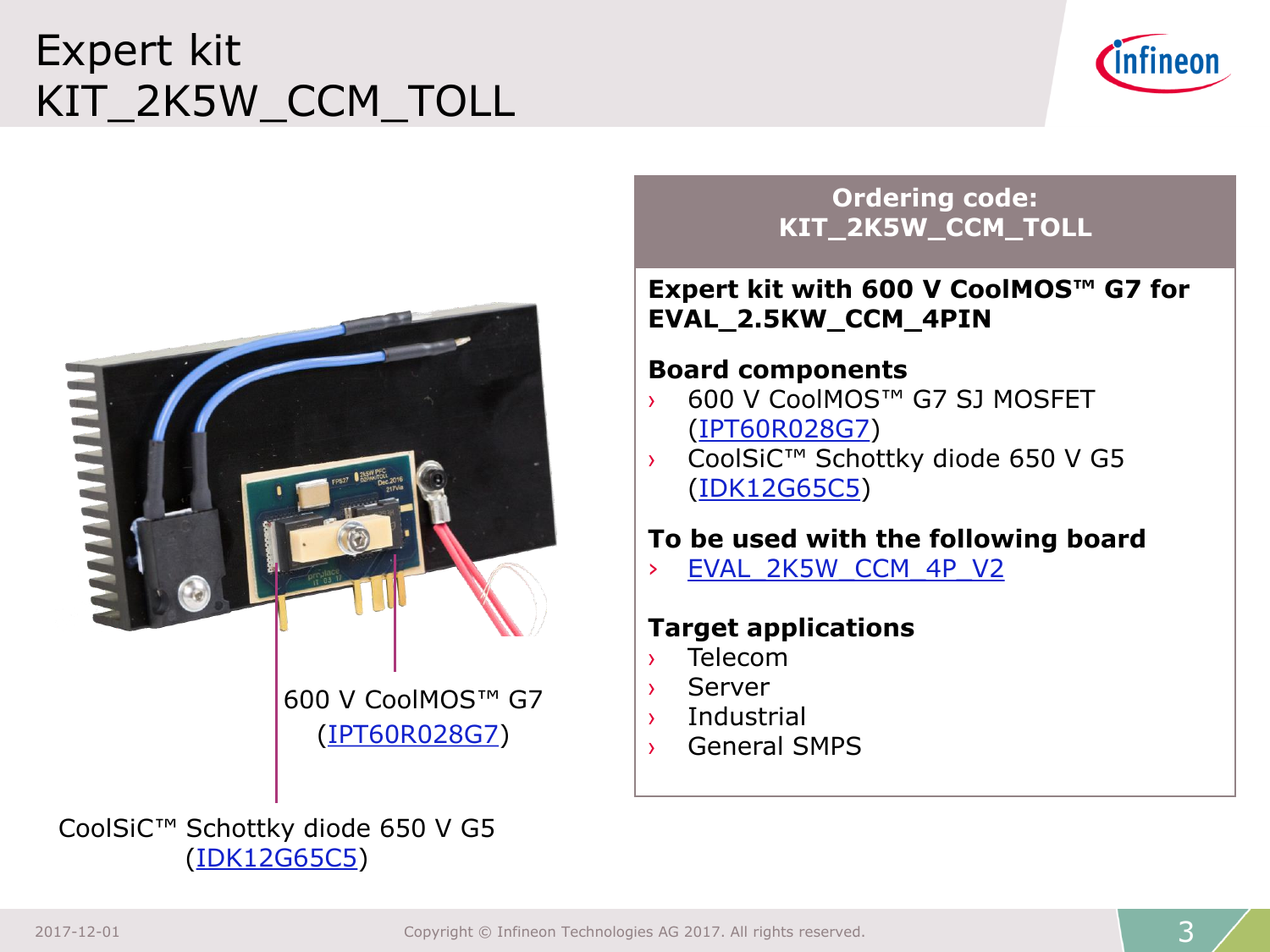# Expert kit KIT_2K5W_CCM_TOLL

600 V CoolMOS™ G7 (IPT60R028G7)

CoolSiC™ Schottky diode 650 V G5 (IDK12G65C5)

**Ordering code: KIT_2K5W_CCM_TOLL**

**Expert kit with 600 V CoolMOS™ G7 for EVAL_2.5KW_CCM_4PIN**

**Board components**

- 600 V CoolMOS™ G7 SJ MOSFET (IPT60R028G7)
- CoolSiC™ Schottky diode 650 V G5 (IDK12G65C5)

**To be used with the following board**

- EVAL_2K5W_CCM_4P_V2

**Target applications**

- Telecom
- Server
- Industrial
- General SMPS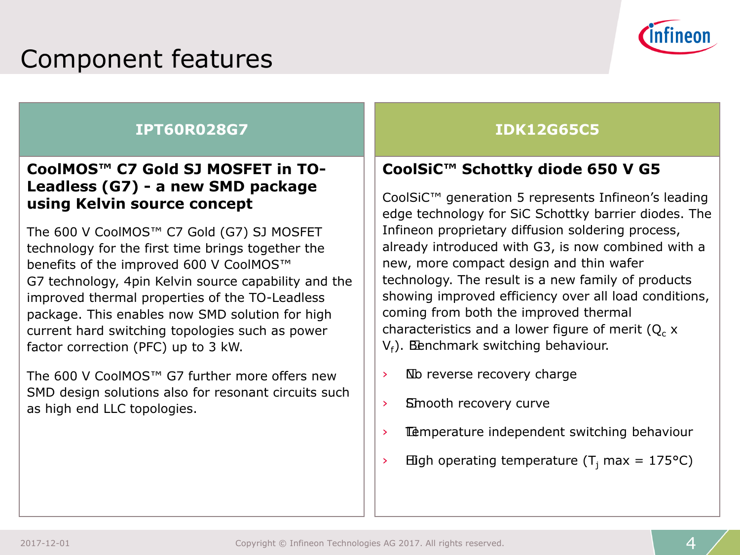# Component features

## IPT60R028G7

### CoolMOS™ C7 Gold SJ MOSFET in TO-Leadless (G7) - a new SMD package using Kelvin source concept

The 600 V CoolMOS™ C7 Gold (G7) SJ MOSFET technology for the first time brings together the benefits of the improved 600 V CoolMOS™ G7 technology, 4pin Kelvin source capability and the improved thermal properties of the TO-Leadless package. This enables now SMD solution for high current hard switching topologies such as power factor correction (PFC) up to 3 kW.

The 600 V CoolMOS™ G7 further more offers new SMD design solutions also for resonant circuits such as high end LLC topologies.

## IDK12G65C5

### CoolSiC™ Schottky diode 650 V G5

CoolSiC™ generation 5 represents Infineon's leading edge technology for SiC Schottky barrier diodes. The Infineon proprietary diffusion soldering process, already introduced with G3, is now combined with a new, more compact design and thin wafer technology. The result is a new family of products showing improved efficiency over all load conditions, coming from both the improved thermal characteristics and a lower figure of merit ($Q_c$ x $V_f$). Benchmark switching behaviour.

- No reverse recovery charge
- Smooth recovery curve
- Temperature independent switching behaviour
- High operating temperature ($T_j$ max = 175°C)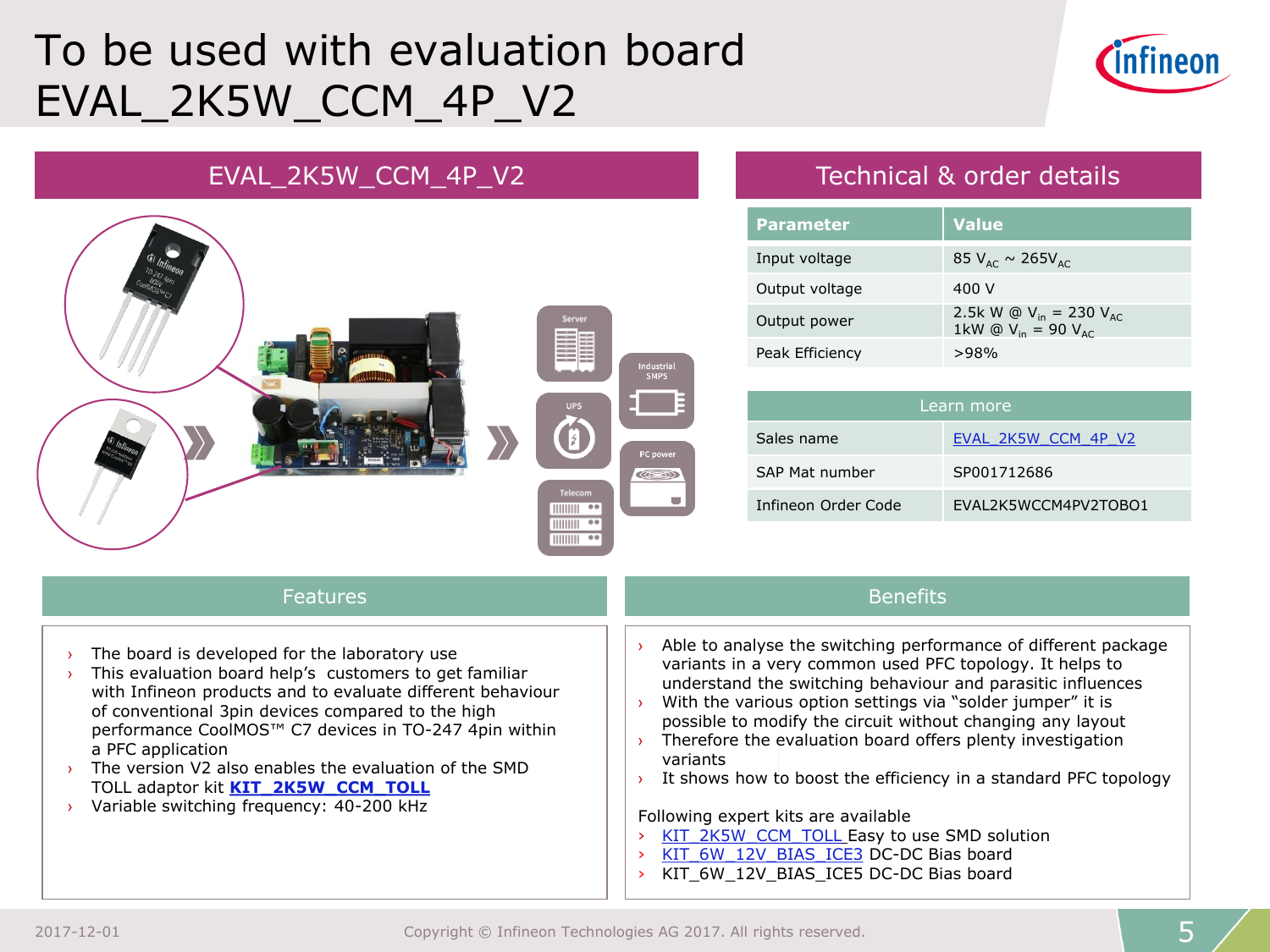# To be used with evaluation board EVAL_2K5W_CCM_4P_V2

## EVAL_2K5W_CCM_4P_V2

## Technical & order details

| Parameter | Value |
|---|---|
| Input voltage | 85 $V_{AC}$ ~ 265$V_{AC}$ |
| Output voltage | 400 V |
| Output power | 2.5k W @ $V_{in}$ = 230 $V_{AC}$<br>1kW @ $V_{in}$ = 90 $V_{AC}$ |
| Peak Efficiency | >98% |

| Learn more | |
|---|---|
| Sales name | EVAL_2K5W_CCM_4P_V2 |
| SAP Mat number | SP001712686 |
| Infineon Order Code | EVAL2K5WCCM4PV2TOBO1 |

## Features

- The board is developed for the laboratory use
- This evaluation board help's customers to get familiar with Infineon products and to evaluate different behaviour of conventional 3pin devices compared to the high performance CoolMOS™ C7 devices in TO-247 4pin within a PFC application
- The version V2 also enables the evaluation of the SMD TOLL adaptor kit **KIT_2K5W_CCM_TOLL**
- Variable switching frequency: 40-200 kHz

## Benefits

- Able to analyse the switching performance of different package variants in a very common used PFC topology. It helps to understand the switching behaviour and parasitic influences
- With the various option settings via "solder jumper" it is possible to modify the circuit without changing any layout
- Therefore the evaluation board offers plenty investigation variants
- It shows how to boost the efficiency in a standard PFC topology

Following expert kits are available

- KIT_2K5W_CCM_TOLL Easy to use SMD solution
- KIT_6W_12V_BIAS_ICE3 DC-DC Bias board
- KIT_6W_12V_BIAS_ICE5 DC-DC Bias board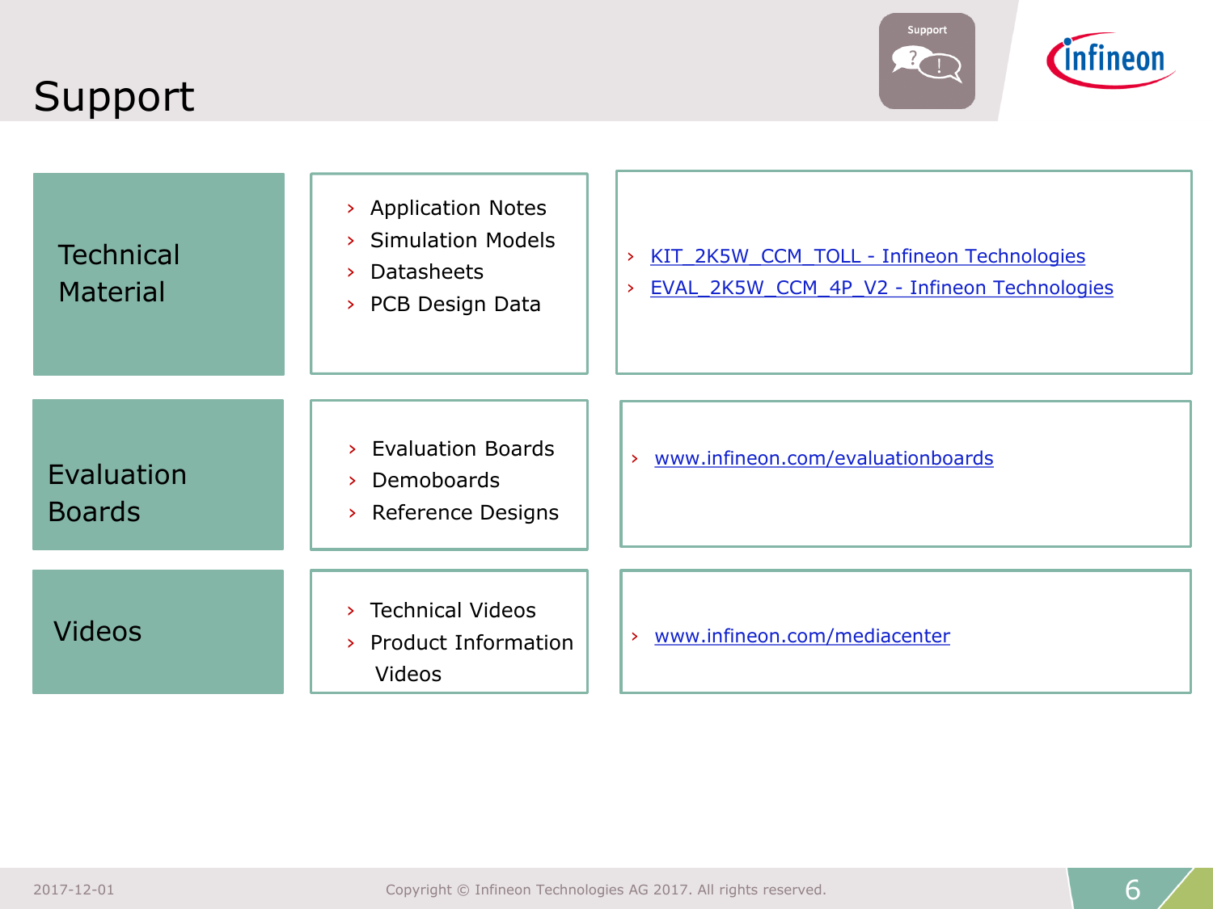# Support

| | | |
|---|---|---|
| Technical Material | › Application Notes<br>› Simulation Models<br>› Datasheets<br>› PCB Design Data | › KIT_2K5W_CCM_TOLL - Infineon Technologies<br>› EVAL_2K5W_CCM_4P_V2 - Infineon Technologies |
| Evaluation Boards | › Evaluation Boards<br>› Demoboards<br>› Reference Designs | › www.infineon.com/evaluationboards |
| Videos | › Technical Videos<br>› Product Information Videos | › www.infineon.com/mediacenter |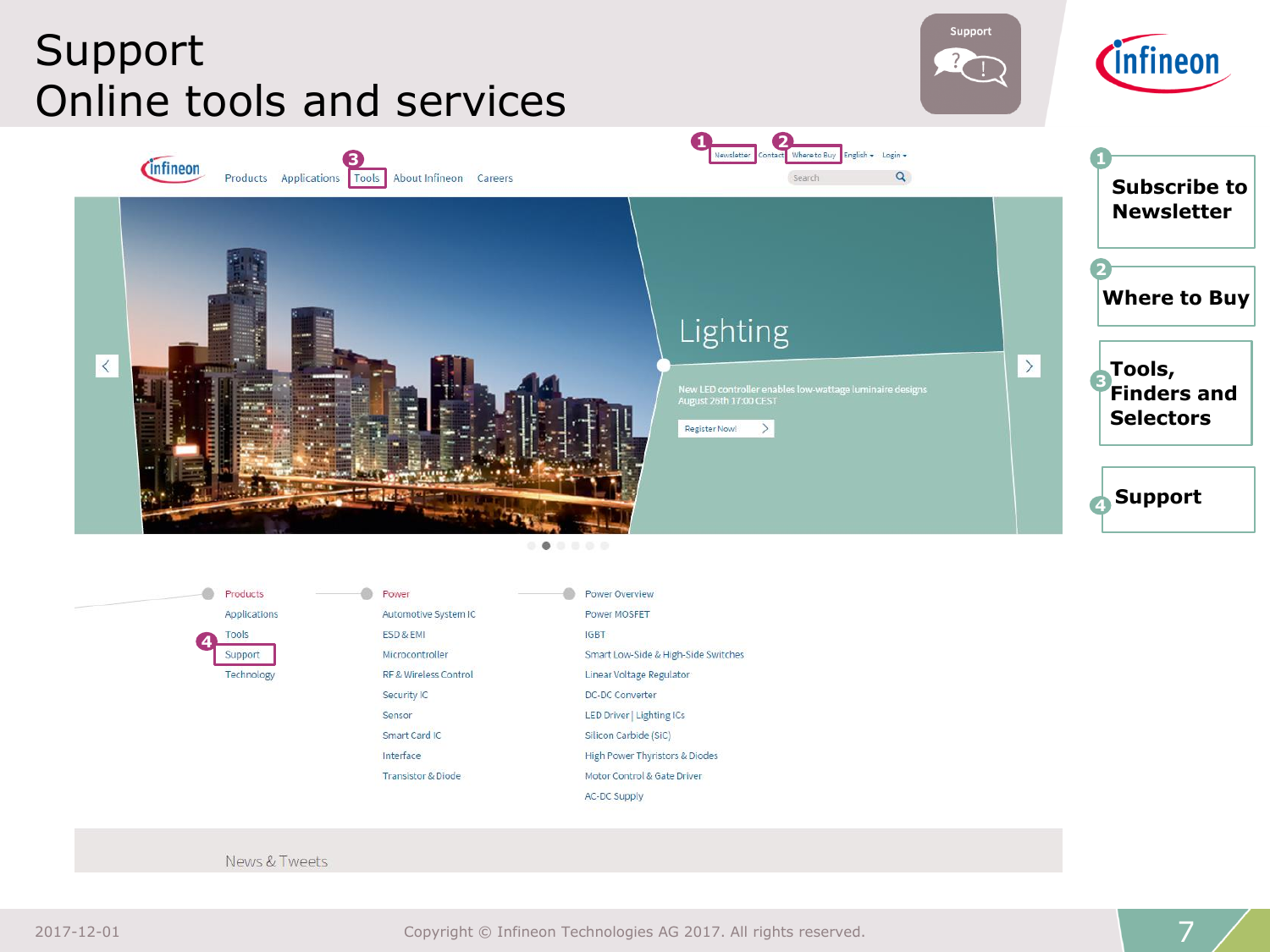# Support
# Online tools and services

Products | Applications | 3 Tools | About Infineon | Careers

1 Newsletter | Contact | 2 Where to Buy | English | Login

Search

Lighting

New LED controller enables low-wattage luminaire designs
August 26th 17:00 CEST

Register Now!

- Products
- Applications
- Tools
- 4 Support
- Technology

- Power
- Automotive System IC
- ESD & EMI
- Microcontroller
- RF & Wireless Control
- Security IC
- Sensor
- Smart Card IC
- Interface
- Transistor & Diode

- Power Overview
- Power MOSFET
- IGBT
- Smart Low-Side & High-Side Switches
- Linear Voltage Regulator
- DC-DC Converter
- LED Driver | Lighting ICs
- Silicon Carbide (SiC)
- High Power Thyristors & Diodes
- Motor Control & Gate Driver
- AC-DC Supply

News & Tweets

1. **Subscribe to Newsletter**
2. **Where to Buy**
3. **Tools, Finders and Selectors**
4. **Support**

2017-12-01 Copyright © Infineon Technologies AG 2017. All rights reserved.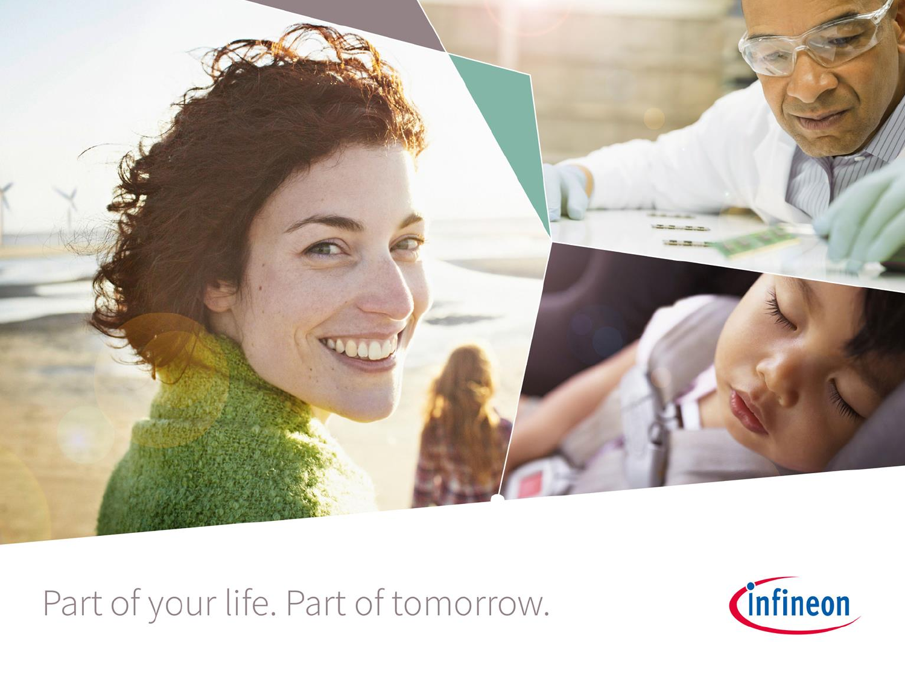Part of your life. Part of tomorrow.

infineon